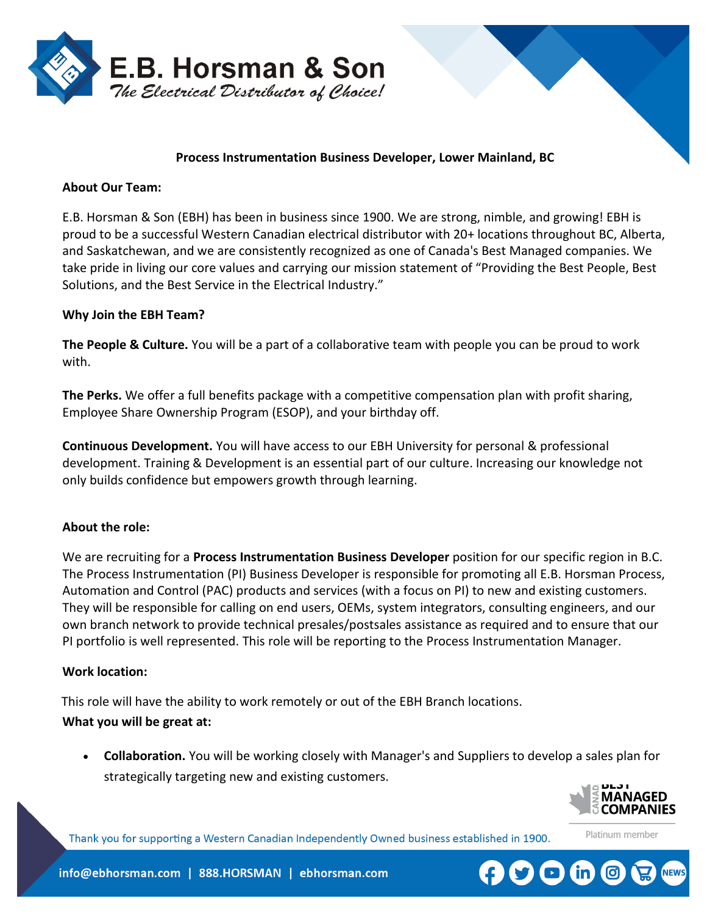E.B. Horsman & Son

*The Electrical Distributor of Choice!*

# Process Instrumentation Business Developer, Lower Mainland, BC

**About Our Team:**

E.B. Horsman & Son (EBH) has been in business since 1900. We are strong, nimble, and growing! EBH is proud to be a successful Western Canadian electrical distributor with 20+ locations throughout BC, Alberta, and Saskatchewan, and we are consistently recognized as one of Canada's Best Managed companies. We take pride in living our core values and carrying our mission statement of "Providing the Best People, Best Solutions, and the Best Service in the Electrical Industry."

**Why Join the EBH Team?**

**The People & Culture.** You will be a part of a collaborative team with people you can be proud to work with.

**The Perks.** We offer a full benefits package with a competitive compensation plan with profit sharing, Employee Share Ownership Program (ESOP), and your birthday off.

**Continuous Development.** You will have access to our EBH University for personal & professional development. Training & Development is an essential part of our culture. Increasing our knowledge not only builds confidence but empowers growth through learning.

**About the role:**

We are recruiting for a **Process Instrumentation Business Developer** position for our specific region in B.C. The Process Instrumentation (PI) Business Developer is responsible for promoting all E.B. Horsman Process, Automation and Control (PAC) products and services (with a focus on PI) to new and existing customers. They will be responsible for calling on end users, OEMs, system integrators, consulting engineers, and our own branch network to provide technical presales/postsales assistance as required and to ensure that our PI portfolio is well represented. This role will be reporting to the Process Instrumentation Manager.

**Work location:**

This role will have the ability to work remotely or out of the EBH Branch locations.

**What you will be great at:**

- **Collaboration.** You will be working closely with Manager's and Suppliers to develop a sales plan for strategically targeting new and existing customers.

Thank you for supporting a Western Canadian Independently Owned business established in 1900.

Canada's Best Managed Companies – Platinum member

info@ebhorsman.com | 888.HORSMAN | ebhorsman.com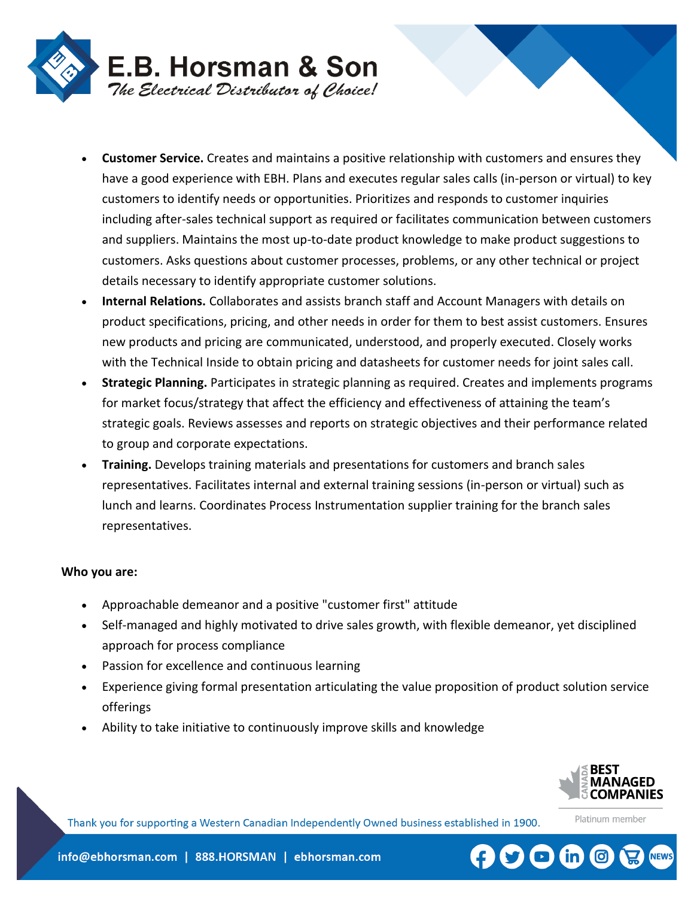- **Customer Service.** Creates and maintains a positive relationship with customers and ensures they have a good experience with EBH. Plans and executes regular sales calls (in-person or virtual) to key customers to identify needs or opportunities. Prioritizes and responds to customer inquiries including after-sales technical support as required or facilitates communication between customers and suppliers. Maintains the most up-to-date product knowledge to make product suggestions to customers. Asks questions about customer processes, problems, or any other technical or project details necessary to identify appropriate customer solutions.
- **Internal Relations.** Collaborates and assists branch staff and Account Managers with details on product specifications, pricing, and other needs in order for them to best assist customers. Ensures new products and pricing are communicated, understood, and properly executed. Closely works with the Technical Inside to obtain pricing and datasheets for customer needs for joint sales call.
- **Strategic Planning.** Participates in strategic planning as required. Creates and implements programs for market focus/strategy that affect the efficiency and effectiveness of attaining the team's strategic goals. Reviews assesses and reports on strategic objectives and their performance related to group and corporate expectations.
- **Training.** Develops training materials and presentations for customers and branch sales representatives. Facilitates internal and external training sessions (in-person or virtual) such as lunch and learns. Coordinates Process Instrumentation supplier training for the branch sales representatives.

**Who you are:**

- Approachable demeanor and a positive "customer first" attitude
- Self-managed and highly motivated to drive sales growth, with flexible demeanor, yet disciplined approach for process compliance
- Passion for excellence and continuous learning
- Experience giving formal presentation articulating the value proposition of product solution service offerings
- Ability to take initiative to continuously improve skills and knowledge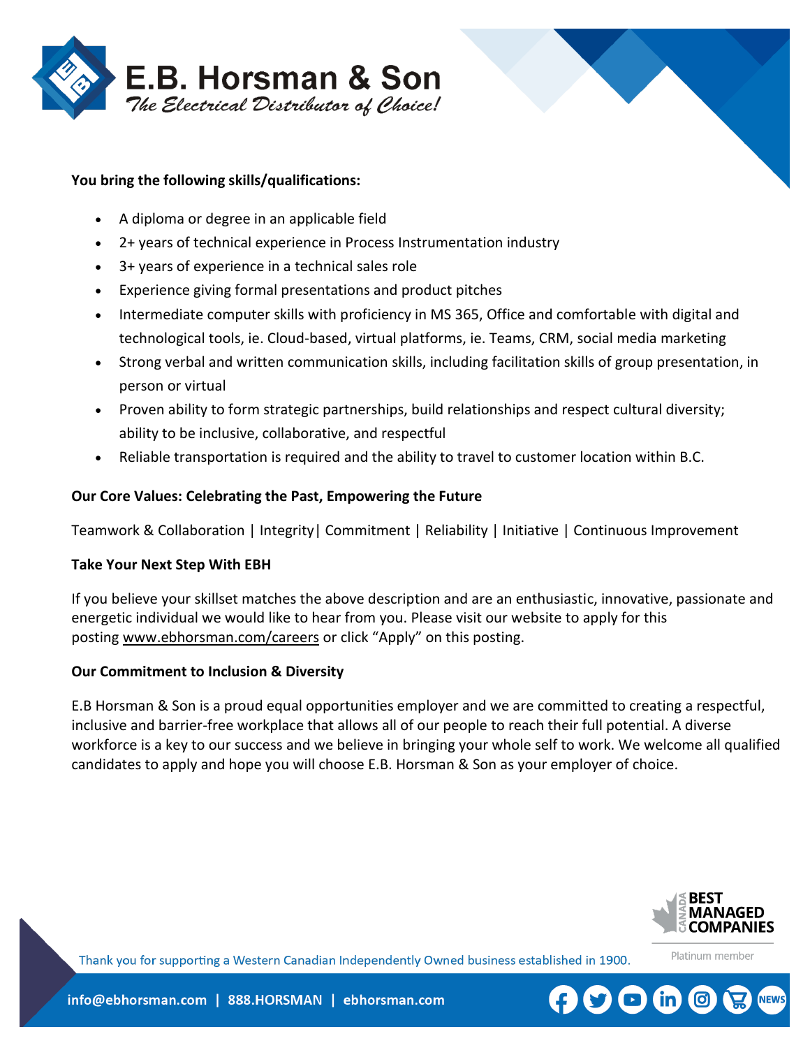**You bring the following skills/qualifications:**

- A diploma or degree in an applicable field
- 2+ years of technical experience in Process Instrumentation industry
- 3+ years of experience in a technical sales role
- Experience giving formal presentations and product pitches
- Intermediate computer skills with proficiency in MS 365, Office and comfortable with digital and technological tools, ie. Cloud-based, virtual platforms, ie. Teams, CRM, social media marketing
- Strong verbal and written communication skills, including facilitation skills of group presentation, in person or virtual
- Proven ability to form strategic partnerships, build relationships and respect cultural diversity; ability to be inclusive, collaborative, and respectful
- Reliable transportation is required and the ability to travel to customer location within B.C.

**Our Core Values: Celebrating the Past, Empowering the Future**

Teamwork & Collaboration | Integrity| Commitment | Reliability | Initiative | Continuous Improvement

**Take Your Next Step With EBH**

If you believe your skillset matches the above description and are an enthusiastic, innovative, passionate and energetic individual we would like to hear from you. Please visit our website to apply for this posting www.ebhorsman.com/careers or click "Apply" on this posting.

**Our Commitment to Inclusion & Diversity**

E.B Horsman & Son is a proud equal opportunities employer and we are committed to creating a respectful, inclusive and barrier-free workplace that allows all of our people to reach their full potential. A diverse workforce is a key to our success and we believe in bringing your whole self to work. We welcome all qualified candidates to apply and hope you will choose E.B. Horsman & Son as your employer of choice.